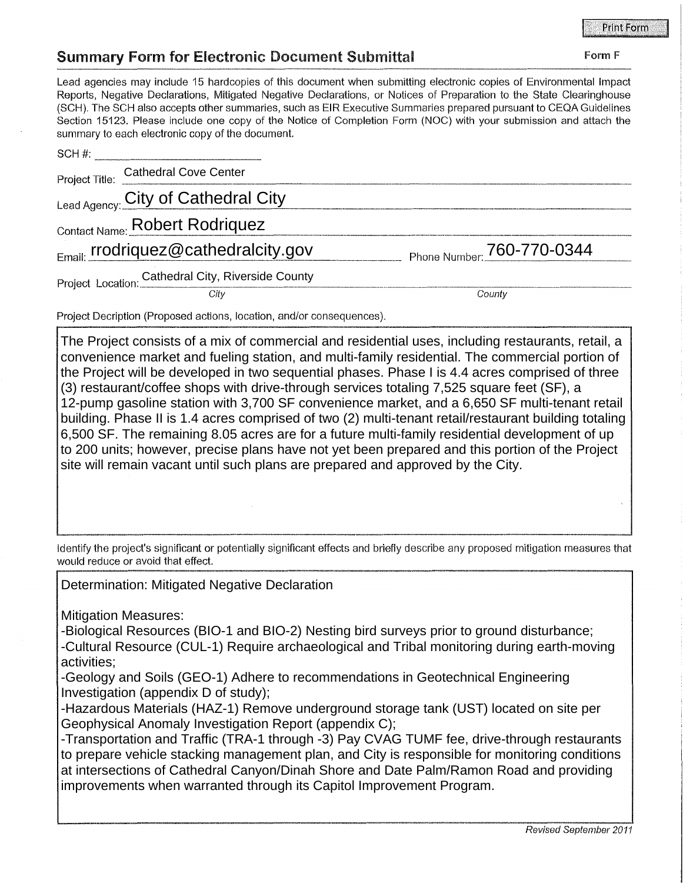Print Form

## Summary Form for Electronic Document Submittal

Form F

Lead agencies may include 15 hardcopies of this document when submitting electronic copies of Environmental Impact Reports, Negative Declarations, Mitigated Negative Declarations, or Notices of Preparation to the State Clearinghouse (SCH). The SCH also accepts other summaries, such as EIR Executive Summaries prepared pursuant to CEQA Guidelines Section 15123. Please include one copy of the Notice of Completion Form (NOC) with your submission and attach the summary to each electronic copy of the document.

SCH #: ______________________

Project Title: Cathedral Cove Center

Lead Agency: City of Cathedral City

Contact Name: Robert Rodriquez

Email: rrodriquez@cathedralcity.gov Phone Number: 760-770-0344

Project Location: Cathedral City, Riverside County

*City* *County*

Project Decription (Proposed actions, location, and/or consequences).

The Project consists of a mix of commercial and residential uses, including restaurants, retail, a convenience market and fueling station, and multi-family residential. The commercial portion of the Project will be developed in two sequential phases. Phase I is 4.4 acres comprised of three (3) restaurant/coffee shops with drive-through services totaling 7,525 square feet (SF), a 12-pump gasoline station with 3,700 SF convenience market, and a 6,650 SF multi-tenant retail building. Phase II is 1.4 acres comprised of two (2) multi-tenant retail/restaurant building totaling 6,500 SF. The remaining 8.05 acres are for a future multi-family residential development of up to 200 units; however, precise plans have not yet been prepared and this portion of the Project site will remain vacant until such plans are prepared and approved by the City.

Identify the project's significant or potentially significant effects and briefly describe any proposed mitigation measures that would reduce or avoid that effect.

Determination: Mitigated Negative Declaration

Mitigation Measures:
-Biological Resources (BIO-1 and BIO-2) Nesting bird surveys prior to ground disturbance;
-Cultural Resource (CUL-1) Require archaeological and Tribal monitoring during earth-moving activities;
-Geology and Soils (GEO-1) Adhere to recommendations in Geotechnical Engineering Investigation (appendix D of study);
-Hazardous Materials (HAZ-1) Remove underground storage tank (UST) located on site per Geophysical Anomaly Investigation Report (appendix C);
-Transportation and Traffic (TRA-1 through -3) Pay CVAG TUMF fee, drive-through restaurants to prepare vehicle stacking management plan, and City is responsible for monitoring conditions at intersections of Cathedral Canyon/Dinah Shore and Date Palm/Ramon Road and providing improvements when warranted through its Capitol Improvement Program.

*Revised September 2011*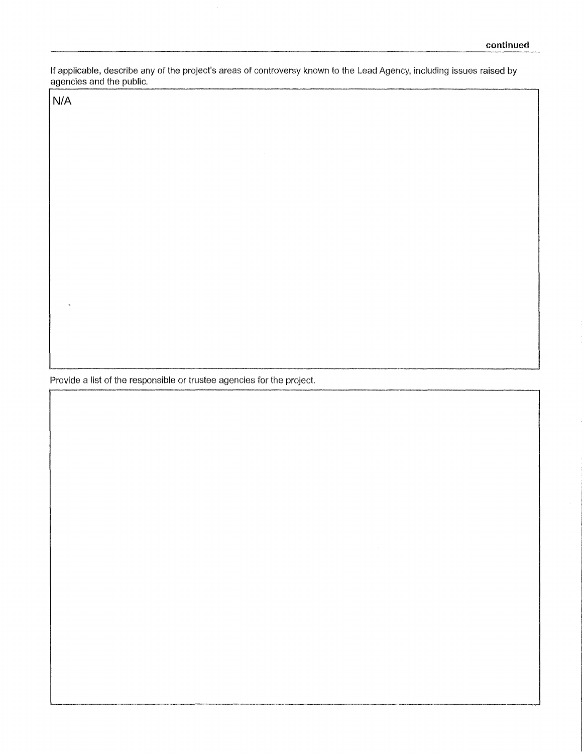If applicable, describe any of the project's areas of controversy known to the Lead Agency, including issues raised by agencies and the public.

N/A

Provide a list of the responsible or trustee agencies for the project.